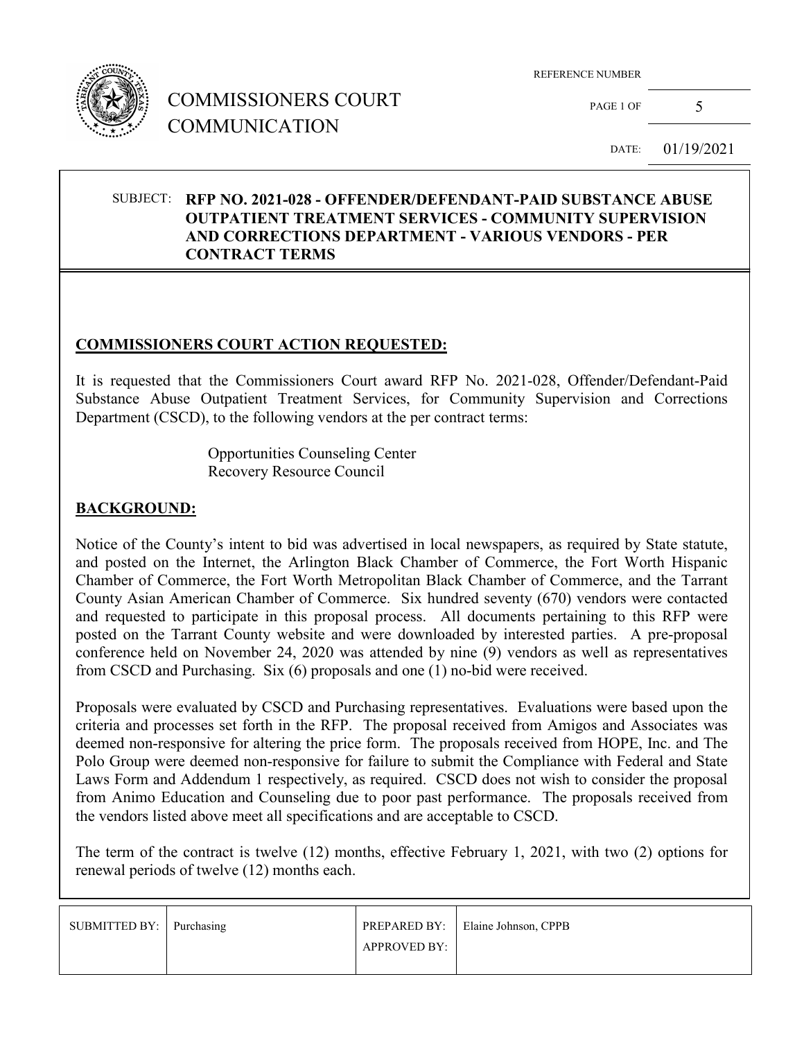# COMMISSIONERS COURT COMMUNICATION

REFERENCE NUMBER

PAGE 1 OF 5

DATE: 01/19/2021

SUBJECT: **RFP NO. 2021-028 - OFFENDER/DEFENDANT-PAID SUBSTANCE ABUSE OUTPATIENT TREATMENT SERVICES - COMMUNITY SUPERVISION AND CORRECTIONS DEPARTMENT - VARIOUS VENDORS - PER CONTRACT TERMS**

## COMMISSIONERS COURT ACTION REQUESTED:

It is requested that the Commissioners Court award RFP No. 2021-028, Offender/Defendant-Paid Substance Abuse Outpatient Treatment Services, for Community Supervision and Corrections Department (CSCD), to the following vendors at the per contract terms:

Opportunities Counseling Center
Recovery Resource Council

## BACKGROUND:

Notice of the County's intent to bid was advertised in local newspapers, as required by State statute, and posted on the Internet, the Arlington Black Chamber of Commerce, the Fort Worth Hispanic Chamber of Commerce, the Fort Worth Metropolitan Black Chamber of Commerce, and the Tarrant County Asian American Chamber of Commerce. Six hundred seventy (670) vendors were contacted and requested to participate in this proposal process. All documents pertaining to this RFP were posted on the Tarrant County website and were downloaded by interested parties. A pre-proposal conference held on November 24, 2020 was attended by nine (9) vendors as well as representatives from CSCD and Purchasing. Six (6) proposals and one (1) no-bid were received.

Proposals were evaluated by CSCD and Purchasing representatives. Evaluations were based upon the criteria and processes set forth in the RFP. The proposal received from Amigos and Associates was deemed non-responsive for altering the price form. The proposals received from HOPE, Inc. and The Polo Group were deemed non-responsive for failure to submit the Compliance with Federal and State Laws Form and Addendum 1 respectively, as required. CSCD does not wish to consider the proposal from Animo Education and Counseling due to poor past performance. The proposals received from the vendors listed above meet all specifications and are acceptable to CSCD.

The term of the contract is twelve (12) months, effective February 1, 2021, with two (2) options for renewal periods of twelve (12) months each.

| SUBMITTED BY: | Purchasing | PREPARED BY: | Elaine Johnson, CPPB |
|---|---|---|---|
| | | APPROVED BY: | |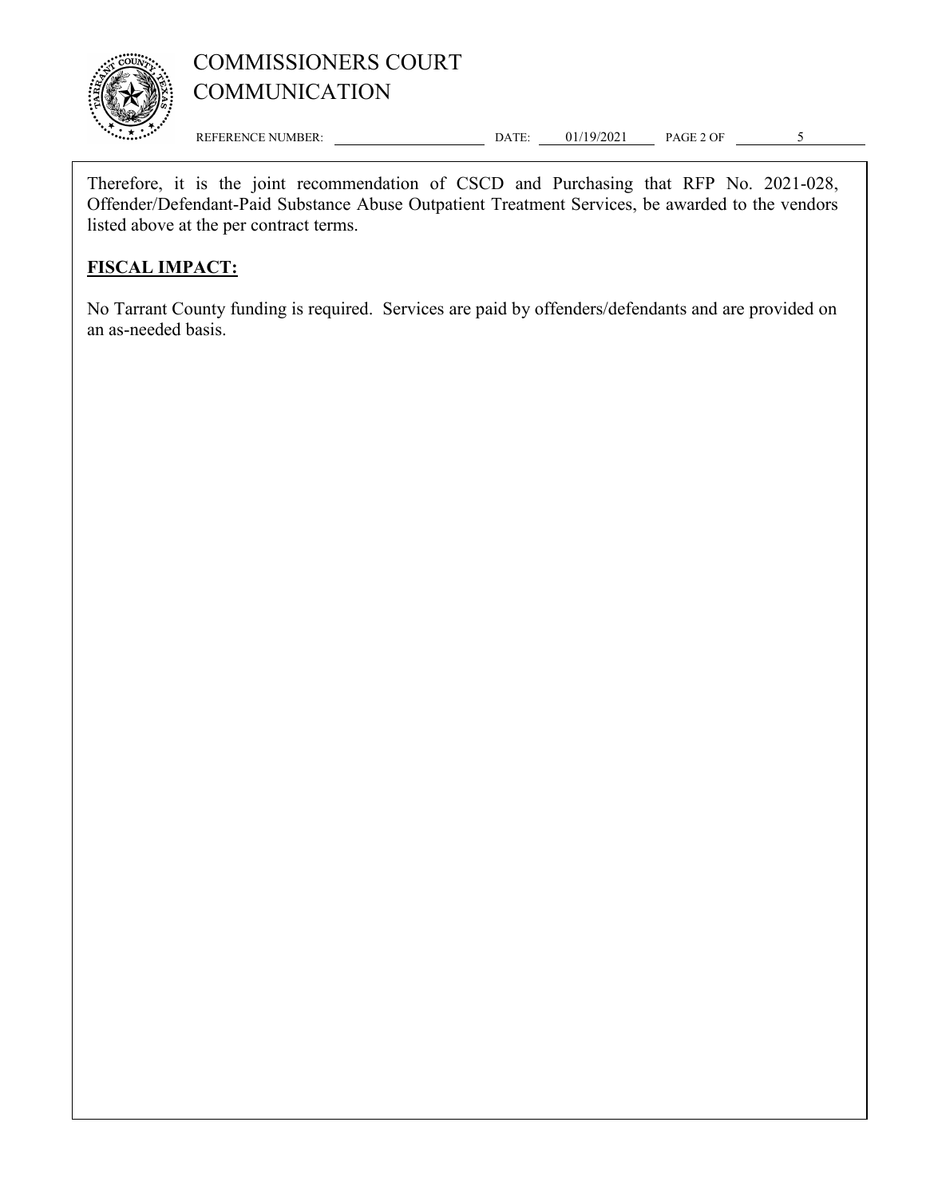Therefore, it is the joint recommendation of CSCD and Purchasing that RFP No. 2021-028, Offender/Defendant-Paid Substance Abuse Outpatient Treatment Services, be awarded to the vendors listed above at the per contract terms.

## FISCAL IMPACT:

No Tarrant County funding is required. Services are paid by offenders/defendants and are provided on an as-needed basis.